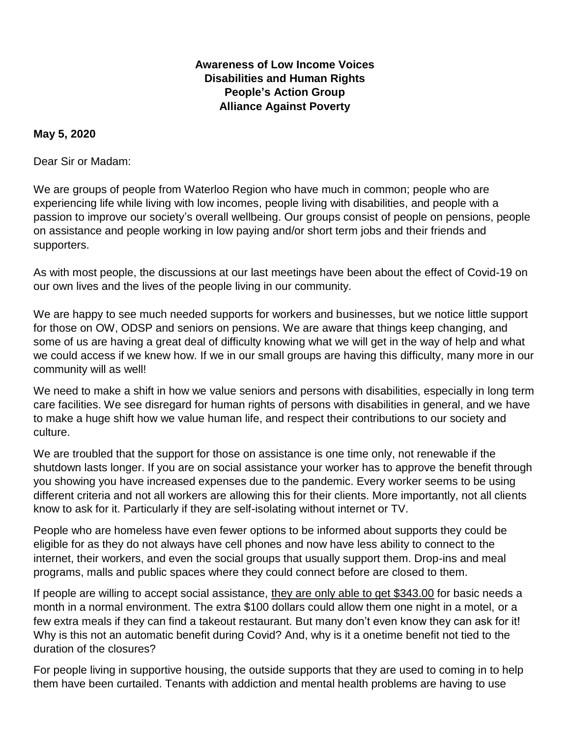**Awareness of Low Income Voices**
**Disabilities and Human Rights**
**People's Action Group**
**Alliance Against Poverty**

**May 5, 2020**

Dear Sir or Madam:

We are groups of people from Waterloo Region who have much in common; people who are experiencing life while living with low incomes, people living with disabilities, and people with a passion to improve our society's overall wellbeing. Our groups consist of people on pensions, people on assistance and people working in low paying and/or short term jobs and their friends and supporters.

As with most people, the discussions at our last meetings have been about the effect of Covid-19 on our own lives and the lives of the people living in our community.

We are happy to see much needed supports for workers and businesses, but we notice little support for those on OW, ODSP and seniors on pensions. We are aware that things keep changing, and some of us are having a great deal of difficulty knowing what we will get in the way of help and what we could access if we knew how. If we in our small groups are having this difficulty, many more in our community will as well!

We need to make a shift in how we value seniors and persons with disabilities, especially in long term care facilities. We see disregard for human rights of persons with disabilities in general, and we have to make a huge shift how we value human life, and respect their contributions to our society and culture.

We are troubled that the support for those on assistance is one time only, not renewable if the shutdown lasts longer. If you are on social assistance your worker has to approve the benefit through you showing you have increased expenses due to the pandemic. Every worker seems to be using different criteria and not all workers are allowing this for their clients. More importantly, not all clients know to ask for it. Particularly if they are self-isolating without internet or TV.

People who are homeless have even fewer options to be informed about supports they could be eligible for as they do not always have cell phones and now have less ability to connect to the internet, their workers, and even the social groups that usually support them. Drop-ins and meal programs, malls and public spaces where they could connect before are closed to them.

If people are willing to accept social assistance, <u>they are only able to get $343.00</u> for basic needs a month in a normal environment. The extra $100 dollars could allow them one night in a motel, or a few extra meals if they can find a takeout restaurant. But many don't even know they can ask for it! Why is this not an automatic benefit during Covid? And, why is it a onetime benefit not tied to the duration of the closures?

For people living in supportive housing, the outside supports that they are used to coming in to help them have been curtailed. Tenants with addiction and mental health problems are having to use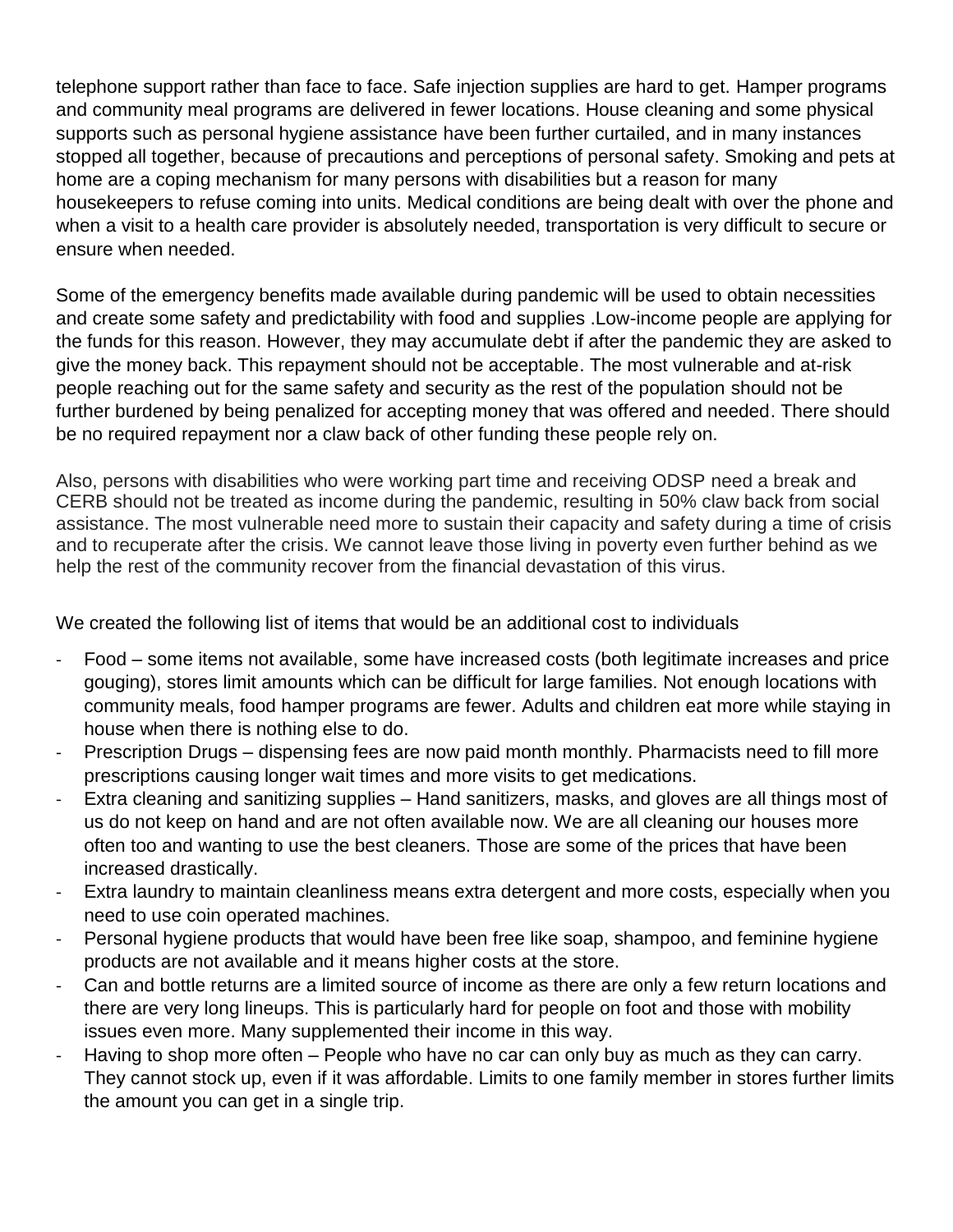telephone support rather than face to face. Safe injection supplies are hard to get. Hamper programs and community meal programs are delivered in fewer locations. House cleaning and some physical supports such as personal hygiene assistance have been further curtailed, and in many instances stopped all together, because of precautions and perceptions of personal safety. Smoking and pets at home are a coping mechanism for many persons with disabilities but a reason for many housekeepers to refuse coming into units. Medical conditions are being dealt with over the phone and when a visit to a health care provider is absolutely needed, transportation is very difficult to secure or ensure when needed.

Some of the emergency benefits made available during pandemic will be used to obtain necessities and create some safety and predictability with food and supplies .Low-income people are applying for the funds for this reason. However, they may accumulate debt if after the pandemic they are asked to give the money back. This repayment should not be acceptable. The most vulnerable and at-risk people reaching out for the same safety and security as the rest of the population should not be further burdened by being penalized for accepting money that was offered and needed. There should be no required repayment nor a claw back of other funding these people rely on.

Also, persons with disabilities who were working part time and receiving ODSP need a break and CERB should not be treated as income during the pandemic, resulting in 50% claw back from social assistance. The most vulnerable need more to sustain their capacity and safety during a time of crisis and to recuperate after the crisis. We cannot leave those living in poverty even further behind as we help the rest of the community recover from the financial devastation of this virus.

We created the following list of items that would be an additional cost to individuals

- Food – some items not available, some have increased costs (both legitimate increases and price gouging), stores limit amounts which can be difficult for large families. Not enough locations with community meals, food hamper programs are fewer. Adults and children eat more while staying in house when there is nothing else to do.
- Prescription Drugs – dispensing fees are now paid month monthly. Pharmacists need to fill more prescriptions causing longer wait times and more visits to get medications.
- Extra cleaning and sanitizing supplies – Hand sanitizers, masks, and gloves are all things most of us do not keep on hand and are not often available now. We are all cleaning our houses more often too and wanting to use the best cleaners. Those are some of the prices that have been increased drastically.
- Extra laundry to maintain cleanliness means extra detergent and more costs, especially when you need to use coin operated machines.
- Personal hygiene products that would have been free like soap, shampoo, and feminine hygiene products are not available and it means higher costs at the store.
- Can and bottle returns are a limited source of income as there are only a few return locations and there are very long lineups. This is particularly hard for people on foot and those with mobility issues even more. Many supplemented their income in this way.
- Having to shop more often – People who have no car can only buy as much as they can carry. They cannot stock up, even if it was affordable. Limits to one family member in stores further limits the amount you can get in a single trip.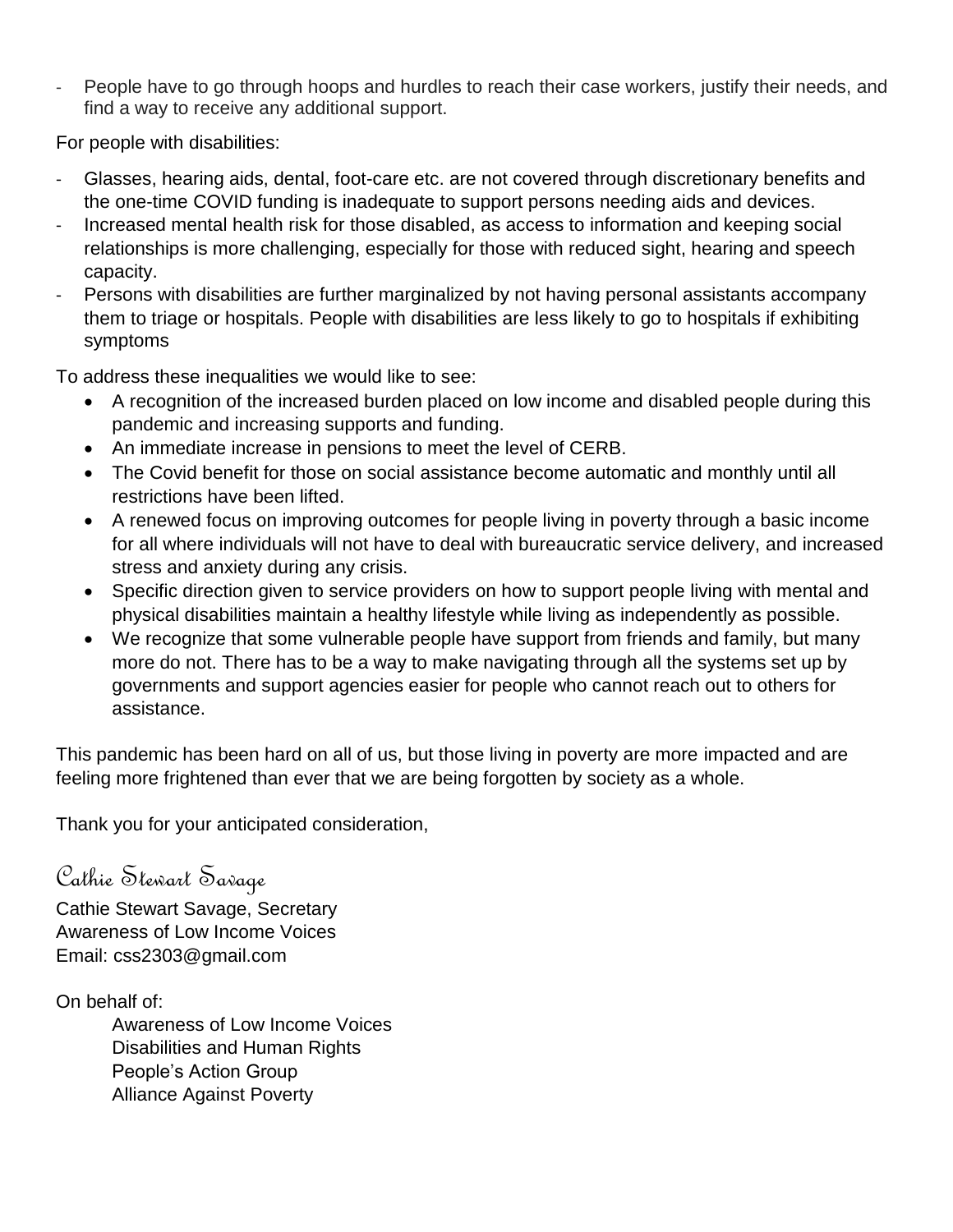- People have to go through hoops and hurdles to reach their case workers, justify their needs, and find a way to receive any additional support.

For people with disabilities:

- Glasses, hearing aids, dental, foot-care etc. are not covered through discretionary benefits and the one-time COVID funding is inadequate to support persons needing aids and devices.
- Increased mental health risk for those disabled, as access to information and keeping social relationships is more challenging, especially for those with reduced sight, hearing and speech capacity.
- Persons with disabilities are further marginalized by not having personal assistants accompany them to triage or hospitals. People with disabilities are less likely to go to hospitals if exhibiting symptoms

To address these inequalities we would like to see:

- A recognition of the increased burden placed on low income and disabled people during this pandemic and increasing supports and funding.
- An immediate increase in pensions to meet the level of CERB.
- The Covid benefit for those on social assistance become automatic and monthly until all restrictions have been lifted.
- A renewed focus on improving outcomes for people living in poverty through a basic income for all where individuals will not have to deal with bureaucratic service delivery, and increased stress and anxiety during any crisis.
- Specific direction given to service providers on how to support people living with mental and physical disabilities maintain a healthy lifestyle while living as independently as possible.
- We recognize that some vulnerable people have support from friends and family, but many more do not. There has to be a way to make navigating through all the systems set up by governments and support agencies easier for people who cannot reach out to others for assistance.

This pandemic has been hard on all of us, but those living in poverty are more impacted and are feeling more frightened than ever that we are being forgotten by society as a whole.

Thank you for your anticipated consideration,

*Cathie Stewart Savage*

Cathie Stewart Savage, Secretary
Awareness of Low Income Voices
Email: css2303@gmail.com

On behalf of:

Awareness of Low Income Voices
Disabilities and Human Rights
People's Action Group
Alliance Against Poverty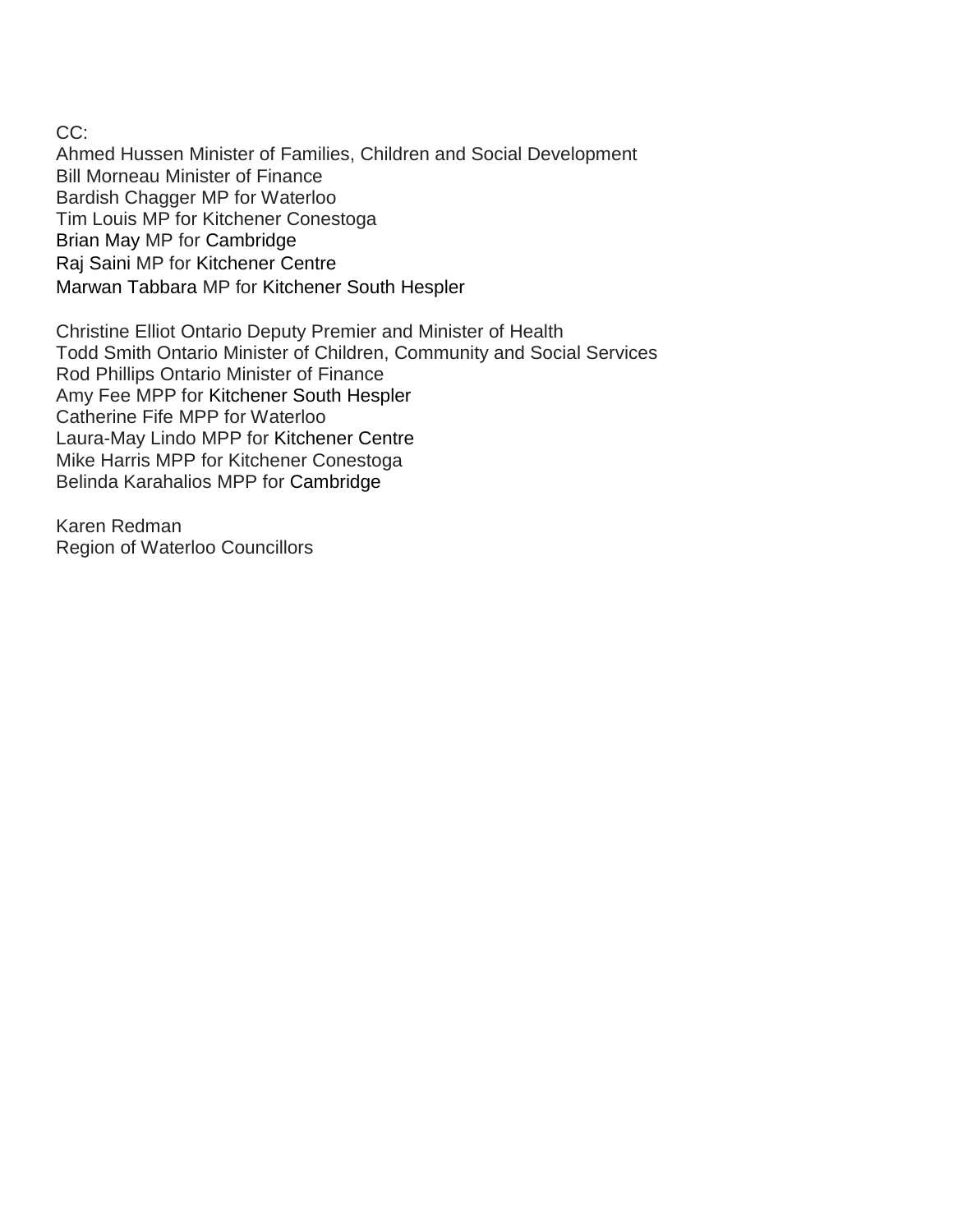CC:

Ahmed Hussen Minister of Families, Children and Social Development
Bill Morneau Minister of Finance
Bardish Chagger MP for Waterloo
Tim Louis MP for Kitchener Conestoga
Brian May MP for Cambridge
Raj Saini MP for Kitchener Centre
Marwan Tabbara MP for Kitchener South Hespler

Christine Elliot Ontario Deputy Premier and Minister of Health
Todd Smith Ontario Minister of Children, Community and Social Services
Rod Phillips Ontario Minister of Finance
Amy Fee MPP for Kitchener South Hespler
Catherine Fife MPP for Waterloo
Laura-May Lindo MPP for Kitchener Centre
Mike Harris MPP for Kitchener Conestoga
Belinda Karahalios MPP for Cambridge

Karen Redman
Region of Waterloo Councillors